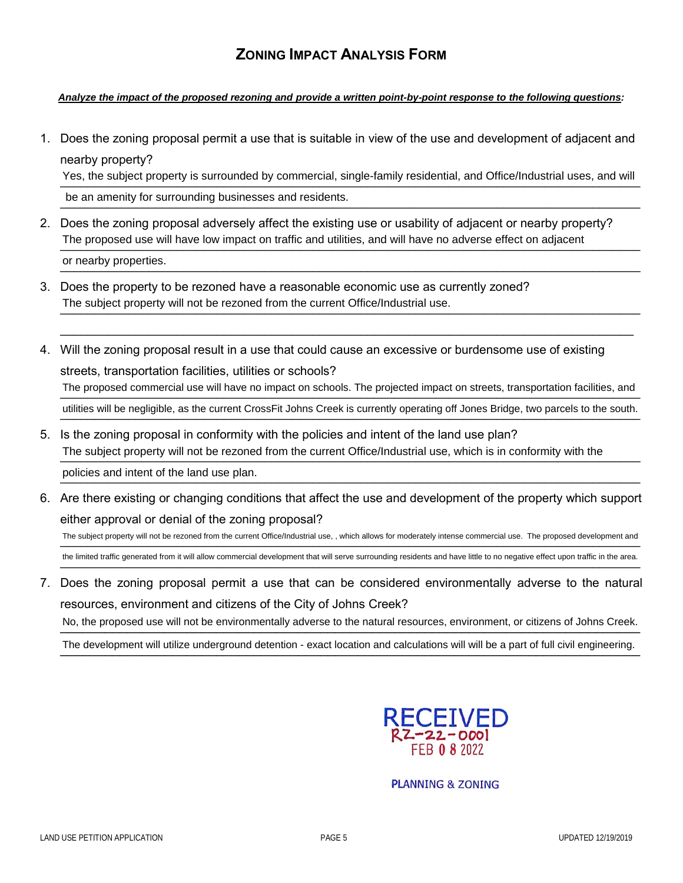# Zoning Impact Analysis Form

***Analyze the impact of the proposed rezoning and provide a written point-by-point response to the following questions:***

1. Does the zoning proposal permit a use that is suitable in view of the use and development of adjacent and nearby property?

   Yes, the subject property is surrounded by commercial, single-family residential, and Office/Industrial uses, and will be an amenity for surrounding businesses and residents.

2. Does the zoning proposal adversely affect the existing use or usability of adjacent or nearby property?

   The proposed use will have low impact on traffic and utilities, and will have no adverse effect on adjacent or nearby properties.

3. Does the property to be rezoned have a reasonable economic use as currently zoned?

   The subject property will not be rezoned from the current Office/Industrial use.

4. Will the zoning proposal result in a use that could cause an excessive or burdensome use of existing streets, transportation facilities, utilities or schools?

   The proposed commercial use will have no impact on schools. The projected impact on streets, transportation facilities, and utilities will be negligible, as the current CrossFit Johns Creek is currently operating off Jones Bridge, two parcels to the south.

5. Is the zoning proposal in conformity with the policies and intent of the land use plan?

   The subject property will not be rezoned from the current Office/Industrial use, which is in conformity with the policies and intent of the land use plan.

6. Are there existing or changing conditions that affect the use and development of the property which support either approval or denial of the zoning proposal?

   The subject property will not be rezoned from the current Office/Industrial use, , which allows for moderately intense commercial use. The proposed development and the limited traffic generated from it will allow commercial development that will serve surrounding residents and have little to no negative effect upon traffic in the area.

7. Does the zoning proposal permit a use that can be considered environmentally adverse to the natural resources, environment and citizens of the City of Johns Creek?

   No, the proposed use will not be environmentally adverse to the natural resources, environment, or citizens of Johns Creek. The development will utilize underground detention - exact location and calculations will will be a part of full civil engineering.

RECEIVED
RZ-22-0001
FEB 08 2022
PLANNING & ZONING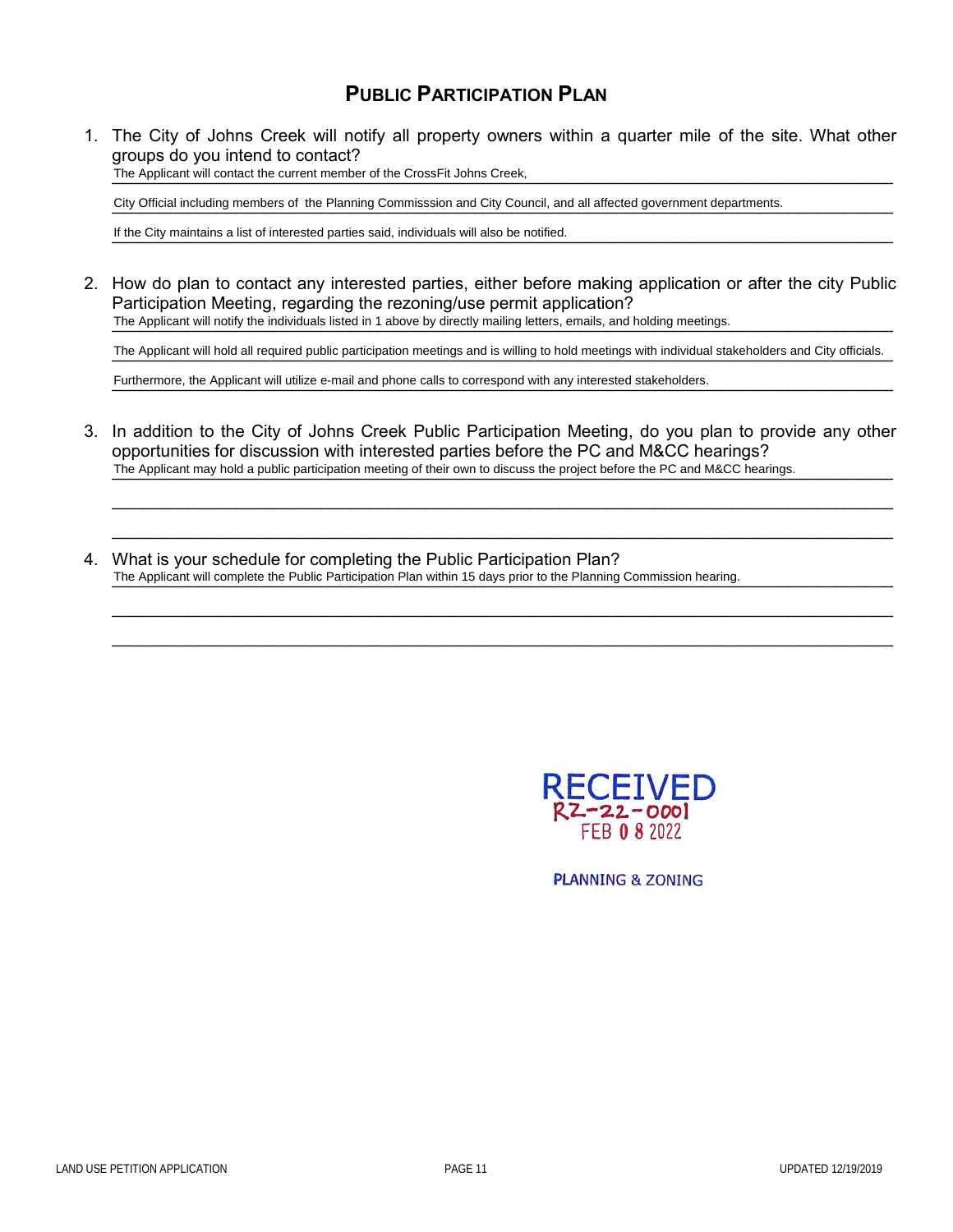## PUBLIC PARTICIPATION PLAN

1. The City of Johns Creek will notify all property owners within a quarter mile of the site. What other groups do you intend to contact?

   The Applicant will contact the current member of the CrossFit Johns Creek,

   City Official including members of the Planning Commisssion and City Council, and all affected government departments.

   If the City maintains a list of interested parties said, individuals will also be notified.

2. How do plan to contact any interested parties, either before making application or after the city Public Participation Meeting, regarding the rezoning/use permit application?

   The Applicant will notify the individuals listed in 1 above by directly mailing letters, emails, and holding meetings.

   The Applicant will hold all required public participation meetings and is willing to hold meetings with individual stakeholders and City officials.

   Furthermore, the Applicant will utilize e-mail and phone calls to correspond with any interested stakeholders.

3. In addition to the City of Johns Creek Public Participation Meeting, do you plan to provide any other opportunities for discussion with interested parties before the PC and M&CC hearings?

   The Applicant may hold a public participation meeting of their own to discuss the project before the PC and M&CC hearings.

4. What is your schedule for completing the Public Participation Plan?

   The Applicant will complete the Public Participation Plan within 15 days prior to the Planning Commission hearing.

RECEIVED
RZ-22-0001
FEB 08 2022

PLANNING & ZONING